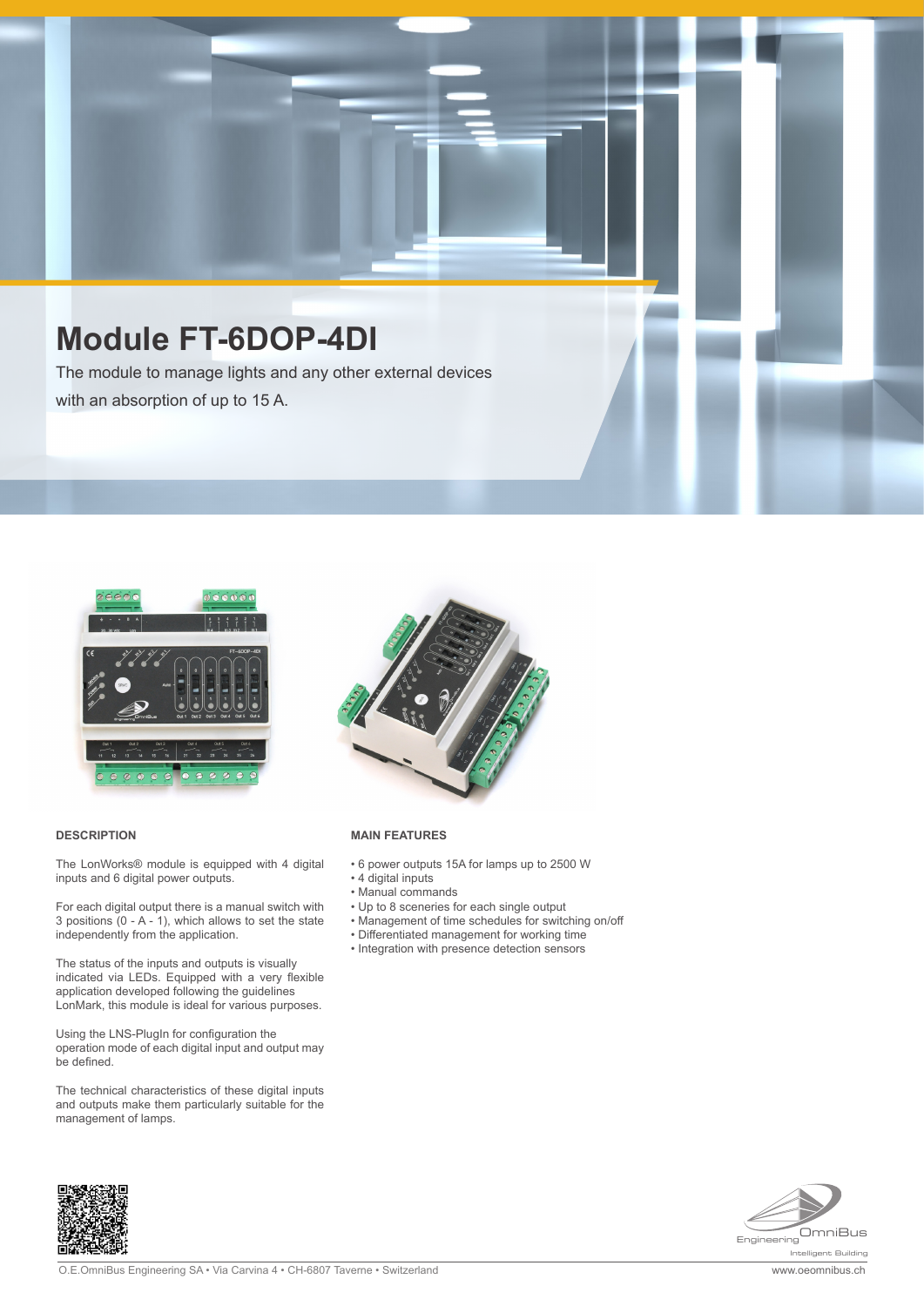# Module FT-6DOP-4DI

The module to manage lights and any other external devices with an absorption of up to 15 A.

## DESCRIPTION

The LonWorks® module is equipped with 4 digital inputs and 6 digital power outputs.

For each digital output there is a manual switch with 3 positions (0 - A - 1), which allows to set the state independently from the application.

The status of the inputs and outputs is visually indicated via LEDs. Equipped with a very flexible application developed following the guidelines LonMark, this module is ideal for various purposes.

Using the LNS-PlugIn for configuration the operation mode of each digital input and output may be defined.

The technical characteristics of these digital inputs and outputs make them particularly suitable for the management of lamps.

## MAIN FEATURES

- 6 power outputs 15A for lamps up to 2500 W
- 4 digital inputs
- Manual commands
- Up to 8 sceneries for each single output
- Management of time schedules for switching on/off
- Differentiated management for working time
- Integration with presence detection sensors

O.E.OmniBus Engineering SA • Via Carvina 4 • CH-6807 Taverne • Switzerland

www.oeomnibus.ch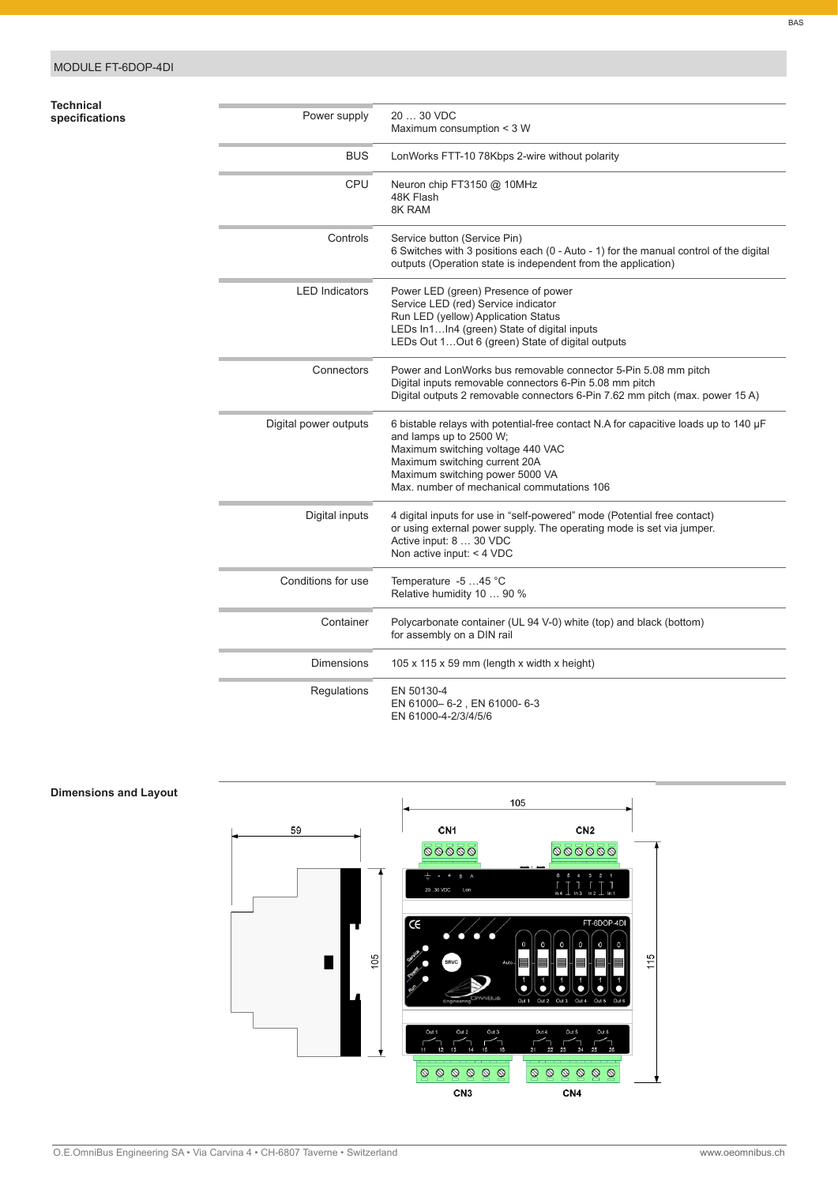## MODULE FT-6DOP-4DI

### Technical specifications

| | |
|---|---|
| Power supply | 20 … 30 VDC<br>Maximum consumption < 3 W |
| BUS | LonWorks FTT-10 78Kbps 2-wire without polarity |
| CPU | Neuron chip FT3150 @ 10MHz<br>48K Flash<br>8K RAM |
| Controls | Service button (Service Pin)<br>6 Switches with 3 positions each (0 - Auto - 1) for the manual control of the digital outputs (Operation state is independent from the application) |
| LED Indicators | Power LED (green) Presence of power<br>Service LED (red) Service indicator<br>Run LED (yellow) Application Status<br>LEDs In1…In4 (green) State of digital inputs<br>LEDs Out 1…Out 6 (green) State of digital outputs |
| Connectors | Power and LonWorks bus removable connector 5-Pin 5.08 mm pitch<br>Digital inputs removable connectors 6-Pin 5.08 mm pitch<br>Digital outputs 2 removable connectors 6-Pin 7.62 mm pitch (max. power 15 A) |
| Digital power outputs | 6 bistable relays with potential-free contact N.A for capacitive loads up to 140 µF and lamps up to 2500 W;<br>Maximum switching voltage 440 VAC<br>Maximum switching current 20A<br>Maximum switching power 5000 VA<br>Max. number of mechanical commutations 106 |
| Digital inputs | 4 digital inputs for use in “self-powered” mode (Potential free contact) or using external power supply. The operating mode is set via jumper.<br>Active input: 8 … 30 VDC<br>Non active input: < 4 VDC |
| Conditions for use | Temperature -5 …45 °C<br>Relative humidity 10 … 90 % |
| Container | Polycarbonate container (UL 94 V-0) white (top) and black (bottom) for assembly on a DIN rail |
| Dimensions | 105 x 115 x 59 mm (length x width x height) |
| Regulations | EN 50130-4<br>EN 61000– 6-2 , EN 61000- 6-3<br>EN 61000-4-2/3/4/5/6 |

### Dimensions and Layout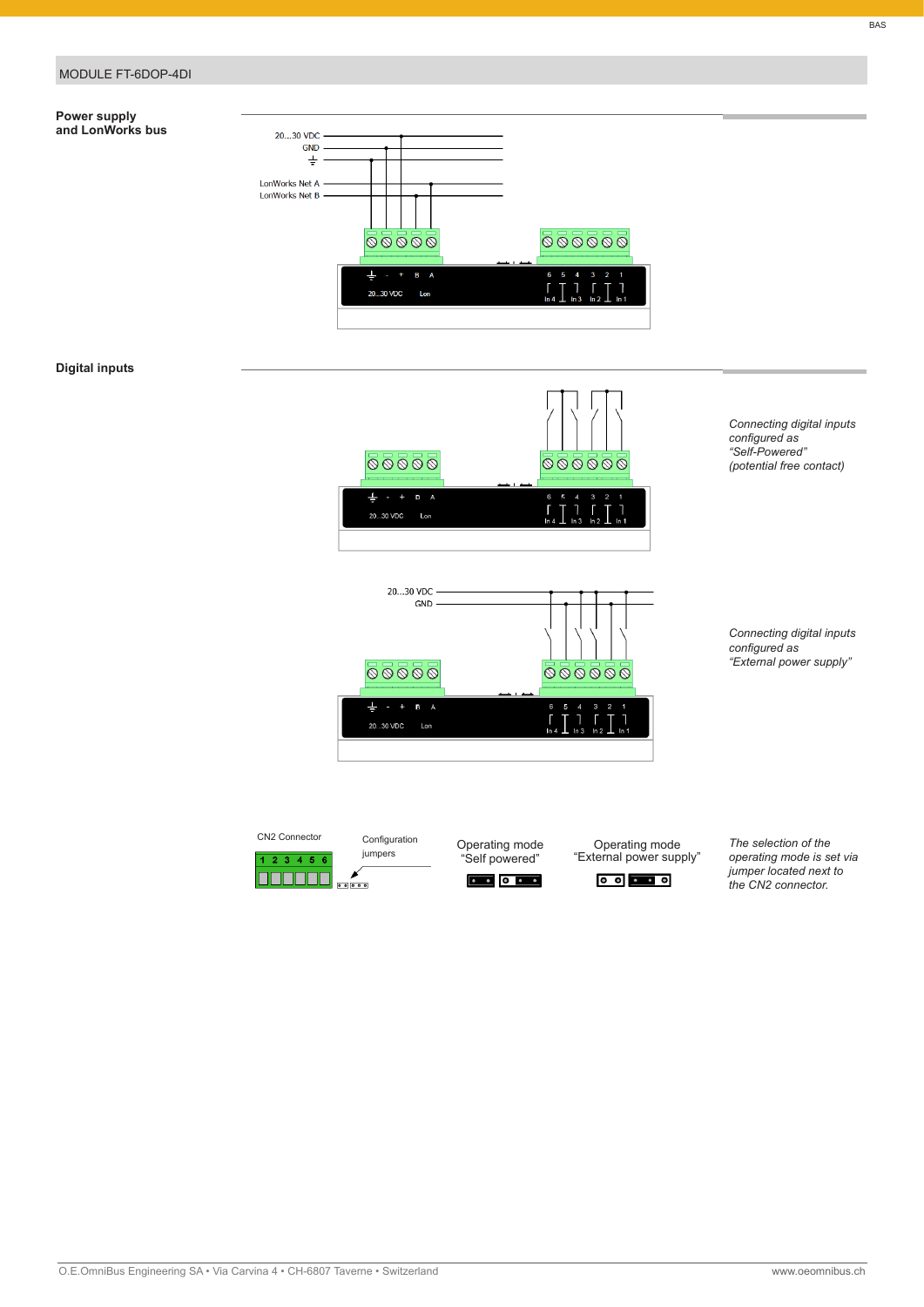## MODULE FT-6DOP-4DI

**Power supply and LonWorks bus**

20...30 VDC
GND
⏚
LonWorks Net A
LonWorks Net B

⏚ - + B A
20...30 VDC Lon

6 5 4 3 2 1
In 4 In 3 In 2 In 1

**Digital inputs**

*Connecting digital inputs configured as "Self-Powered" (potential free contact)*

20...30 VDC
GND

*Connecting digital inputs configured as "External power supply"*

CN2 Connector
1 2 3 4 5 6

Configuration jumpers

Operating mode "Self powered"

Operating mode "External power supply"

*The selection of the operating mode is set via jumper located next to the CN2 connector.*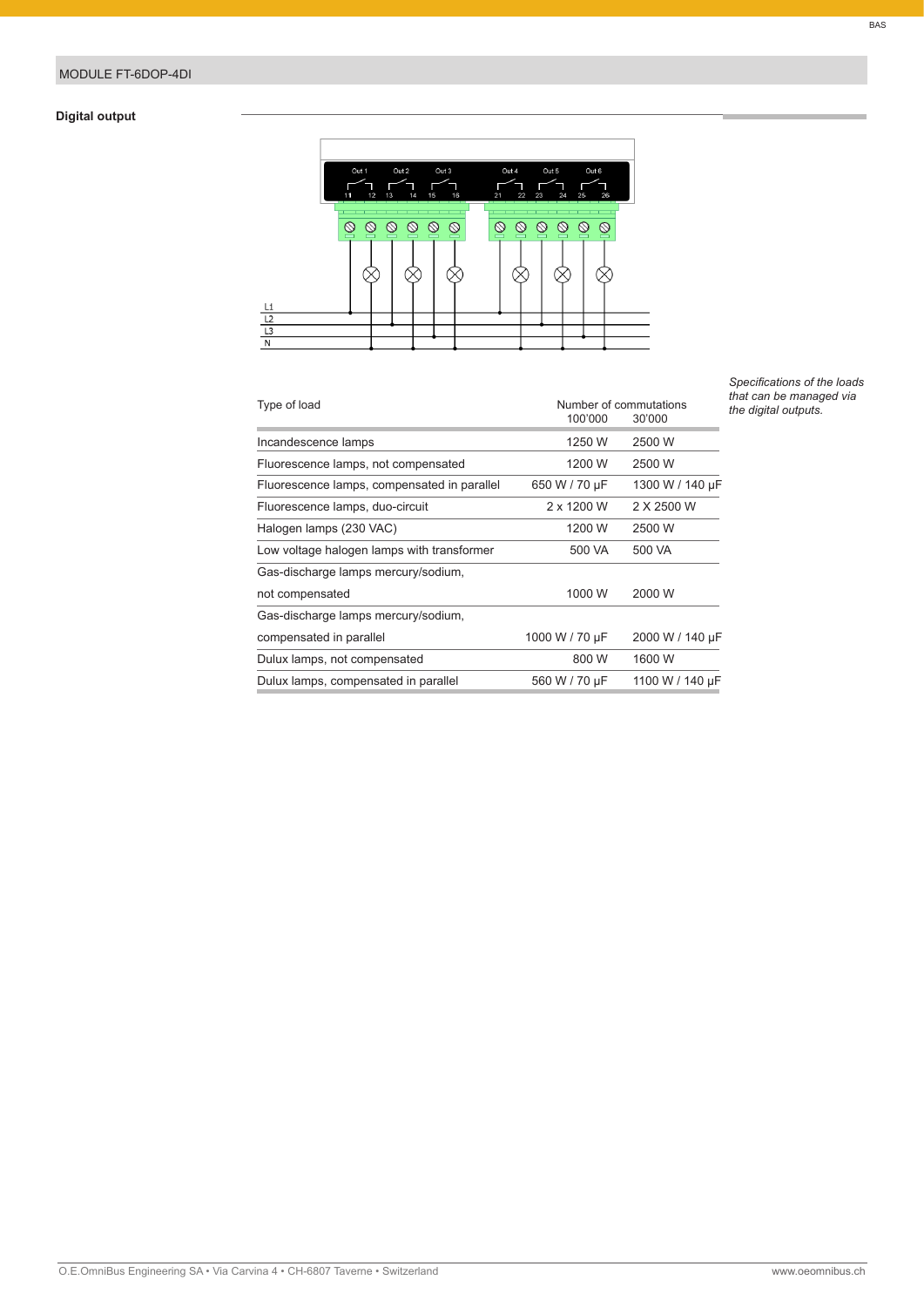MODULE FT-6DOP-4DI

## Digital output

Out 1
Out 2
Out 3
Out 4
Out 5
Out 6
11 12 13 14 15 16
21 22 23 24 25 26
L1
L2
L3
N

*Specifications of the loads that can be managed via the digital outputs.*

| Type of load | Number of commutations 100'000 | 30'000 |
| --- | --- | --- |
| Incandescence lamps | 1250 W | 2500 W |
| Fluorescence lamps, not compensated | 1200 W | 2500 W |
| Fluorescence lamps, compensated in parallel | 650 W / 70 µF | 1300 W / 140 µF |
| Fluorescence lamps, duo-circuit | 2 x 1200 W | 2 X 2500 W |
| Halogen lamps (230 VAC) | 1200 W | 2500 W |
| Low voltage halogen lamps with transformer | 500 VA | 500 VA |
| Gas-discharge lamps mercury/sodium, not compensated | 1000 W | 2000 W |
| Gas-discharge lamps mercury/sodium, compensated in parallel | 1000 W / 70 µF | 2000 W / 140 µF |
| Dulux lamps, not compensated | 800 W | 1600 W |
| Dulux lamps, compensated in parallel | 560 W / 70 µF | 1100 W / 140 µF |